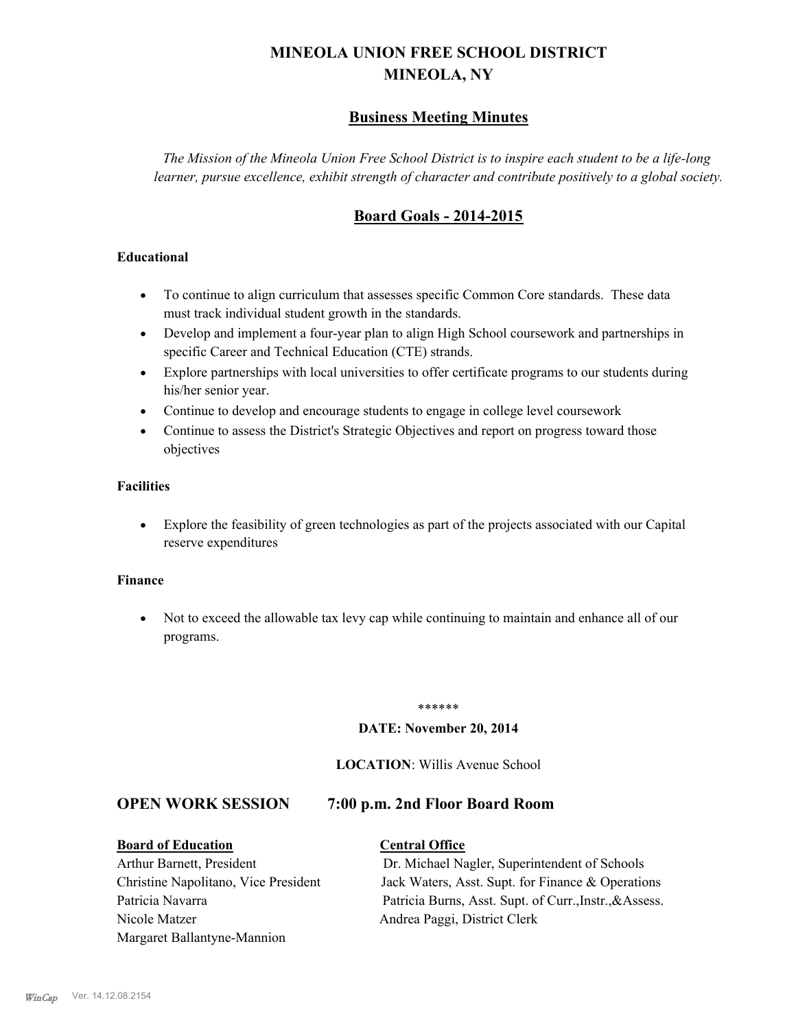# MINEOLA UNION FREE SCHOOL DISTRICT
## MINEOLA, NY

## Business Meeting Minutes

*The Mission of the Mineola Union Free School District is to inspire each student to be a life-long learner, pursue excellence, exhibit strength of character and contribute positively to a global society.*

## Board Goals - 2014-2015

**Educational**

- To continue to align curriculum that assesses specific Common Core standards. These data must track individual student growth in the standards.
- Develop and implement a four-year plan to align High School coursework and partnerships in specific Career and Technical Education (CTE) strands.
- Explore partnerships with local universities to offer certificate programs to our students during his/her senior year.
- Continue to develop and encourage students to engage in college level coursework
- Continue to assess the District's Strategic Objectives and report on progress toward those objectives

**Facilities**

- Explore the feasibility of green technologies as part of the projects associated with our Capital reserve expenditures

**Finance**

- Not to exceed the allowable tax levy cap while continuing to maintain and enhance all of our programs.

******

**DATE: November 20, 2014**

**LOCATION**: Willis Avenue School

## OPEN WORK SESSION 7:00 p.m. 2nd Floor Board Room

| Board of Education | Central Office |
| --- | --- |
| Arthur Barnett, President | Dr. Michael Nagler, Superintendent of Schools |
| Christine Napolitano, Vice President | Jack Waters, Asst. Supt. for Finance & Operations |
| Patricia Navarra | Patricia Burns, Asst. Supt. of Curr.,Instr.,&Assess. |
| Nicole Matzer | Andrea Paggi, District Clerk |
| Margaret Ballantyne-Mannion | |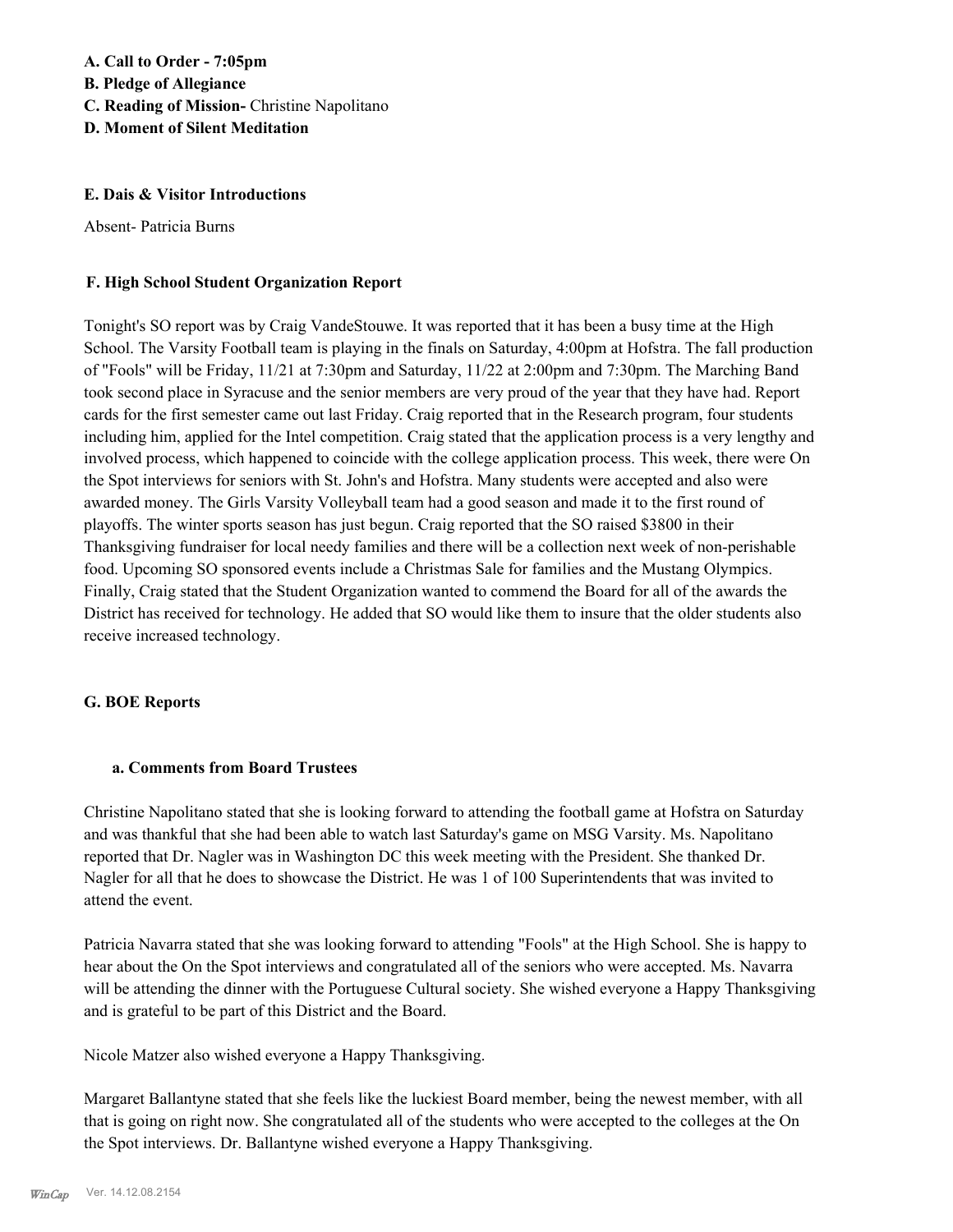**A. Call to Order - 7:05pm**
**B. Pledge of Allegiance**
**C. Reading of Mission-** Christine Napolitano
**D. Moment of Silent Meditation**

**E. Dais & Visitor Introductions**

Absent- Patricia Burns

**F. High School Student Organization Report**

Tonight's SO report was by Craig VandeStouwe. It was reported that it has been a busy time at the High School. The Varsity Football team is playing in the finals on Saturday, 4:00pm at Hofstra. The fall production of "Fools" will be Friday, 11/21 at 7:30pm and Saturday, 11/22 at 2:00pm and 7:30pm. The Marching Band took second place in Syracuse and the senior members are very proud of the year that they have had. Report cards for the first semester came out last Friday. Craig reported that in the Research program, four students including him, applied for the Intel competition. Craig stated that the application process is a very lengthy and involved process, which happened to coincide with the college application process. This week, there were On the Spot interviews for seniors with St. John's and Hofstra. Many students were accepted and also were awarded money. The Girls Varsity Volleyball team had a good season and made it to the first round of playoffs. The winter sports season has just begun. Craig reported that the SO raised $3800 in their Thanksgiving fundraiser for local needy families and there will be a collection next week of non-perishable food. Upcoming SO sponsored events include a Christmas Sale for families and the Mustang Olympics. Finally, Craig stated that the Student Organization wanted to commend the Board for all of the awards the District has received for technology. He added that SO would like them to insure that the older students also receive increased technology.

**G. BOE Reports**

**a. Comments from Board Trustees**

Christine Napolitano stated that she is looking forward to attending the football game at Hofstra on Saturday and was thankful that she had been able to watch last Saturday's game on MSG Varsity. Ms. Napolitano reported that Dr. Nagler was in Washington DC this week meeting with the President. She thanked Dr. Nagler for all that he does to showcase the District. He was 1 of 100 Superintendents that was invited to attend the event.

Patricia Navarra stated that she was looking forward to attending "Fools" at the High School. She is happy to hear about the On the Spot interviews and congratulated all of the seniors who were accepted. Ms. Navarra will be attending the dinner with the Portuguese Cultural society. She wished everyone a Happy Thanksgiving and is grateful to be part of this District and the Board.

Nicole Matzer also wished everyone a Happy Thanksgiving.

Margaret Ballantyne stated that she feels like the luckiest Board member, being the newest member, with all that is going on right now. She congratulated all of the students who were accepted to the colleges at the On the Spot interviews. Dr. Ballantyne wished everyone a Happy Thanksgiving.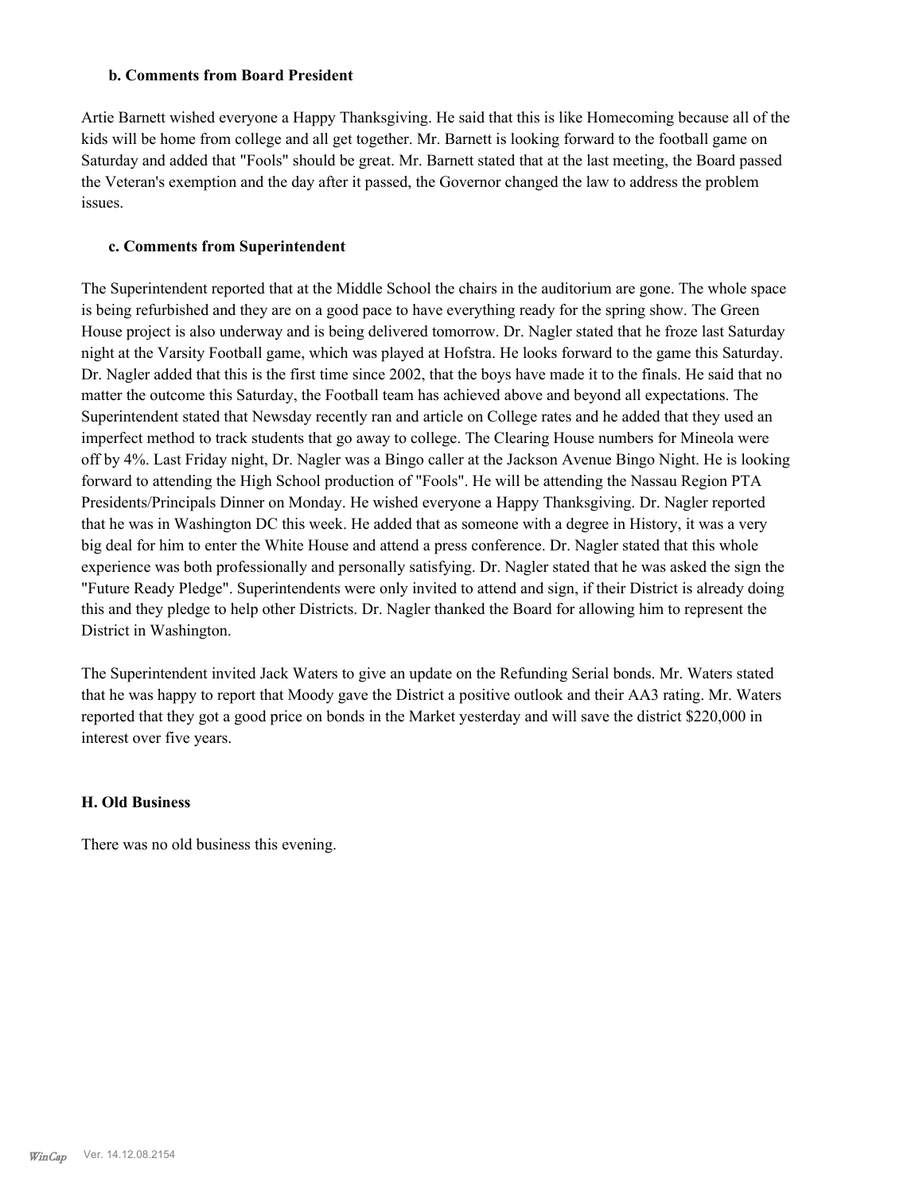### b. Comments from Board President

Artie Barnett wished everyone a Happy Thanksgiving. He said that this is like Homecoming because all of the kids will be home from college and all get together. Mr. Barnett is looking forward to the football game on Saturday and added that "Fools" should be great. Mr. Barnett stated that at the last meeting, the Board passed the Veteran's exemption and the day after it passed, the Governor changed the law to address the problem issues.

### c. Comments from Superintendent

The Superintendent reported that at the Middle School the chairs in the auditorium are gone. The whole space is being refurbished and they are on a good pace to have everything ready for the spring show. The Green House project is also underway and is being delivered tomorrow. Dr. Nagler stated that he froze last Saturday night at the Varsity Football game, which was played at Hofstra. He looks forward to the game this Saturday. Dr. Nagler added that this is the first time since 2002, that the boys have made it to the finals. He said that no matter the outcome this Saturday, the Football team has achieved above and beyond all expectations. The Superintendent stated that Newsday recently ran and article on College rates and he added that they used an imperfect method to track students that go away to college. The Clearing House numbers for Mineola were off by 4%. Last Friday night, Dr. Nagler was a Bingo caller at the Jackson Avenue Bingo Night. He is looking forward to attending the High School production of "Fools". He will be attending the Nassau Region PTA Presidents/Principals Dinner on Monday. He wished everyone a Happy Thanksgiving. Dr. Nagler reported that he was in Washington DC this week. He added that as someone with a degree in History, it was a very big deal for him to enter the White House and attend a press conference. Dr. Nagler stated that this whole experience was both professionally and personally satisfying. Dr. Nagler stated that he was asked the sign the "Future Ready Pledge". Superintendents were only invited to attend and sign, if their District is already doing this and they pledge to help other Districts. Dr. Nagler thanked the Board for allowing him to represent the District in Washington.

The Superintendent invited Jack Waters to give an update on the Refunding Serial bonds. Mr. Waters stated that he was happy to report that Moody gave the District a positive outlook and their AA3 rating. Mr. Waters reported that they got a good price on bonds in the Market yesterday and will save the district $220,000 in interest over five years.

## H. Old Business

There was no old business this evening.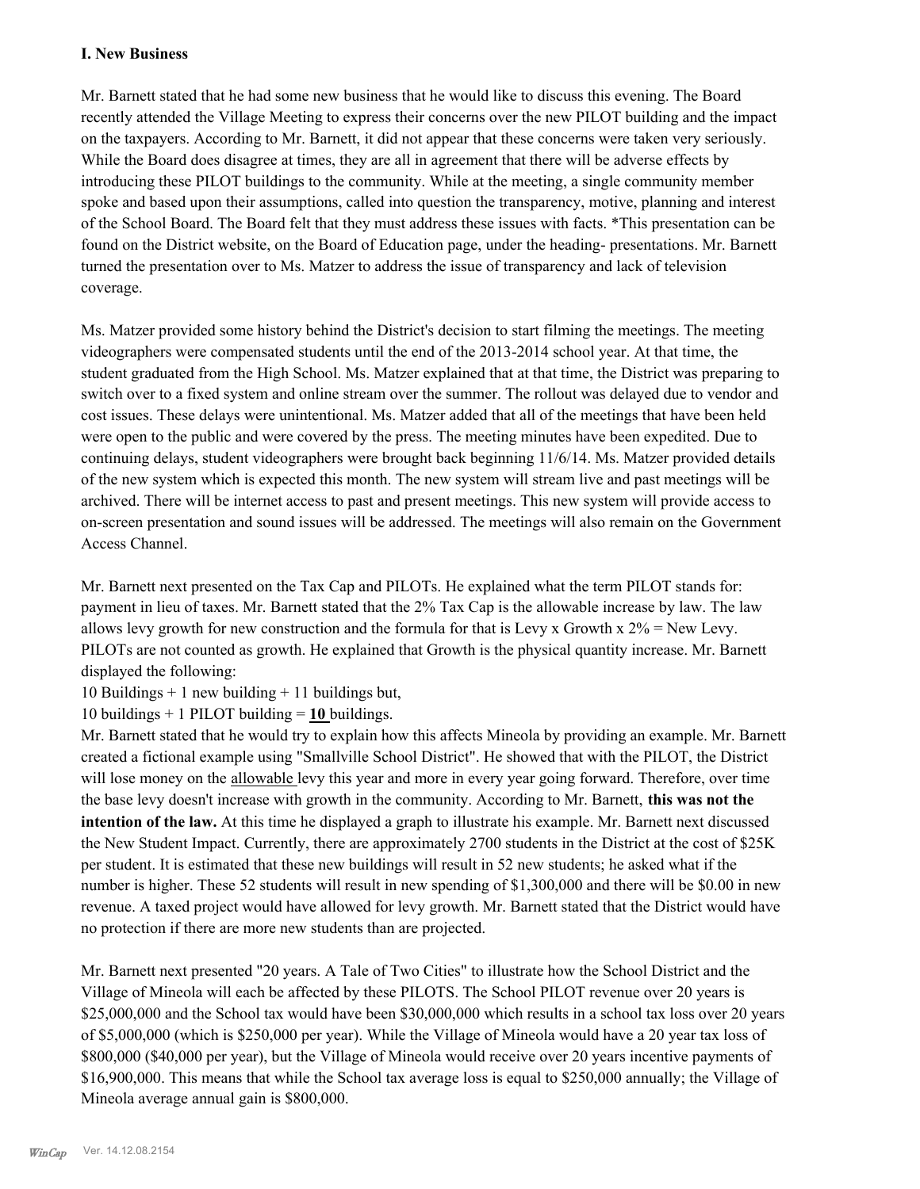### I. New Business

Mr. Barnett stated that he had some new business that he would like to discuss this evening. The Board recently attended the Village Meeting to express their concerns over the new PILOT building and the impact on the taxpayers. According to Mr. Barnett, it did not appear that these concerns were taken very seriously. While the Board does disagree at times, they are all in agreement that there will be adverse effects by introducing these PILOT buildings to the community. While at the meeting, a single community member spoke and based upon their assumptions, called into question the transparency, motive, planning and interest of the School Board. The Board felt that they must address these issues with facts. *This presentation can be found on the District website, on the Board of Education page, under the heading- presentations. Mr. Barnett turned the presentation over to Ms. Matzer to address the issue of transparency and lack of television coverage.

Ms. Matzer provided some history behind the District's decision to start filming the meetings. The meeting videographers were compensated students until the end of the 2013-2014 school year. At that time, the student graduated from the High School. Ms. Matzer explained that at that time, the District was preparing to switch over to a fixed system and online stream over the summer. The rollout was delayed due to vendor and cost issues. These delays were unintentional. Ms. Matzer added that all of the meetings that have been held were open to the public and were covered by the press. The meeting minutes have been expedited. Due to continuing delays, student videographers were brought back beginning 11/6/14. Ms. Matzer provided details of the new system which is expected this month. The new system will stream live and past meetings will be archived. There will be internet access to past and present meetings. This new system will provide access to on-screen presentation and sound issues will be addressed. The meetings will also remain on the Government Access Channel.

Mr. Barnett next presented on the Tax Cap and PILOTs. He explained what the term PILOT stands for: payment in lieu of taxes. Mr. Barnett stated that the 2% Tax Cap is the allowable increase by law. The law allows levy growth for new construction and the formula for that is Levy x Growth x 2% = New Levy. PILOTs are not counted as growth. He explained that Growth is the physical quantity increase. Mr. Barnett displayed the following:

10 Buildings + 1 new building + 11 buildings but,

10 buildings + 1 PILOT building = **10** buildings.

Mr. Barnett stated that he would try to explain how this affects Mineola by providing an example. Mr. Barnett created a fictional example using "Smallville School District". He showed that with the PILOT, the District will lose money on the allowable levy this year and more in every year going forward. Therefore, over time the base levy doesn't increase with growth in the community. According to Mr. Barnett, **this was not the intention of the law.** At this time he displayed a graph to illustrate his example. Mr. Barnett next discussed the New Student Impact. Currently, there are approximately 2700 students in the District at the cost of $25K per student. It is estimated that these new buildings will result in 52 new students; he asked what if the number is higher. These 52 students will result in new spending of $1,300,000 and there will be $0.00 in new revenue. A taxed project would have allowed for levy growth. Mr. Barnett stated that the District would have no protection if there are more new students than are projected.

Mr. Barnett next presented "20 years. A Tale of Two Cities" to illustrate how the School District and the Village of Mineola will each be affected by these PILOTS. The School PILOT revenue over 20 years is $25,000,000 and the School tax would have been $30,000,000 which results in a school tax loss over 20 years of $5,000,000 (which is $250,000 per year). While the Village of Mineola would have a 20 year tax loss of $800,000 ($40,000 per year), but the Village of Mineola would receive over 20 years incentive payments of $16,900,000. This means that while the School tax average loss is equal to $250,000 annually; the Village of Mineola average annual gain is $800,000.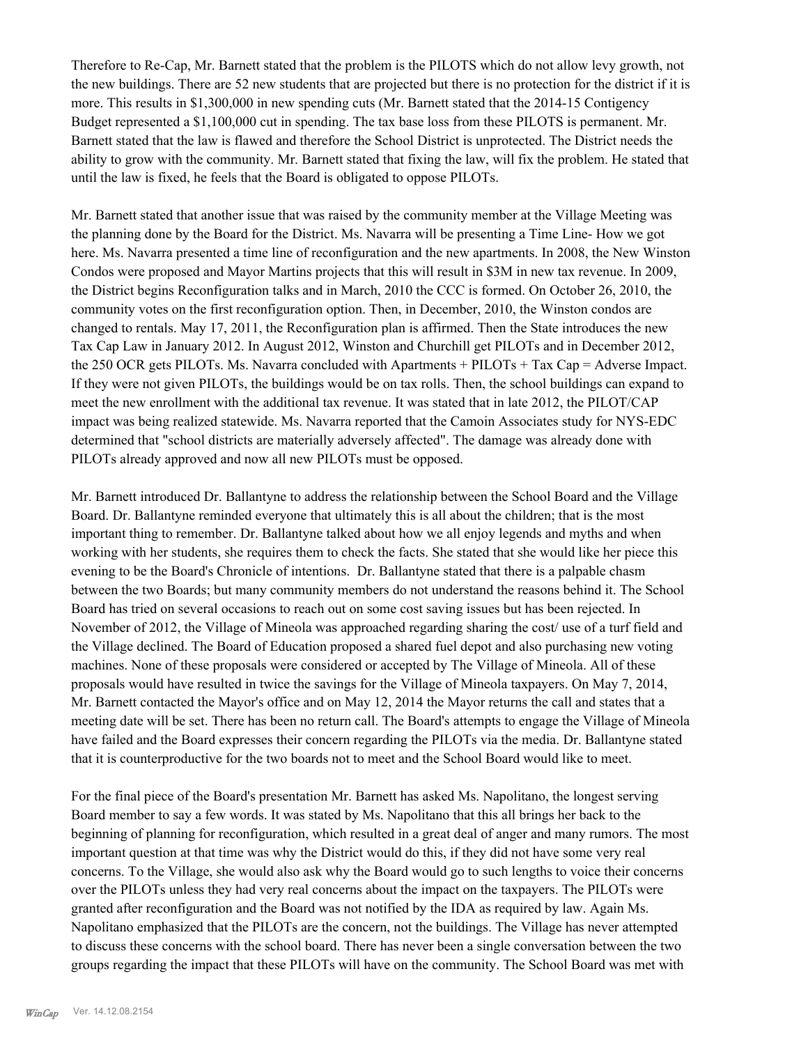Therefore to Re-Cap, Mr. Barnett stated that the problem is the PILOTS which do not allow levy growth, not the new buildings. There are 52 new students that are projected but there is no protection for the district if it is more. This results in $1,300,000 in new spending cuts (Mr. Barnett stated that the 2014-15 Contigency Budget represented a $1,100,000 cut in spending. The tax base loss from these PILOTS is permanent. Mr. Barnett stated that the law is flawed and therefore the School District is unprotected. The District needs the ability to grow with the community. Mr. Barnett stated that fixing the law, will fix the problem. He stated that until the law is fixed, he feels that the Board is obligated to oppose PILOTs.

Mr. Barnett stated that another issue that was raised by the community member at the Village Meeting was the planning done by the Board for the District. Ms. Navarra will be presenting a Time Line- How we got here. Ms. Navarra presented a time line of reconfiguration and the new apartments. In 2008, the New Winston Condos were proposed and Mayor Martins projects that this will result in $3M in new tax revenue. In 2009, the District begins Reconfiguration talks and in March, 2010 the CCC is formed. On October 26, 2010, the community votes on the first reconfiguration option. Then, in December, 2010, the Winston condos are changed to rentals. May 17, 2011, the Reconfiguration plan is affirmed. Then the State introduces the new Tax Cap Law in January 2012. In August 2012, Winston and Churchill get PILOTs and in December 2012, the 250 OCR gets PILOTs. Ms. Navarra concluded with Apartments + PILOTs + Tax Cap = Adverse Impact. If they were not given PILOTs, the buildings would be on tax rolls. Then, the school buildings can expand to meet the new enrollment with the additional tax revenue. It was stated that in late 2012, the PILOT/CAP impact was being realized statewide. Ms. Navarra reported that the Camoin Associates study for NYS-EDC determined that "school districts are materially adversely affected". The damage was already done with PILOTs already approved and now all new PILOTs must be opposed.

Mr. Barnett introduced Dr. Ballantyne to address the relationship between the School Board and the Village Board. Dr. Ballantyne reminded everyone that ultimately this is all about the children; that is the most important thing to remember. Dr. Ballantyne talked about how we all enjoy legends and myths and when working with her students, she requires them to check the facts. She stated that she would like her piece this evening to be the Board's Chronicle of intentions. Dr. Ballantyne stated that there is a palpable chasm between the two Boards; but many community members do not understand the reasons behind it. The School Board has tried on several occasions to reach out on some cost saving issues but has been rejected. In November of 2012, the Village of Mineola was approached regarding sharing the cost/ use of a turf field and the Village declined. The Board of Education proposed a shared fuel depot and also purchasing new voting machines. None of these proposals were considered or accepted by The Village of Mineola. All of these proposals would have resulted in twice the savings for the Village of Mineola taxpayers. On May 7, 2014, Mr. Barnett contacted the Mayor's office and on May 12, 2014 the Mayor returns the call and states that a meeting date will be set. There has been no return call. The Board's attempts to engage the Village of Mineola have failed and the Board expresses their concern regarding the PILOTs via the media. Dr. Ballantyne stated that it is counterproductive for the two boards not to meet and the School Board would like to meet.

For the final piece of the Board's presentation Mr. Barnett has asked Ms. Napolitano, the longest serving Board member to say a few words. It was stated by Ms. Napolitano that this all brings her back to the beginning of planning for reconfiguration, which resulted in a great deal of anger and many rumors. The most important question at that time was why the District would do this, if they did not have some very real concerns. To the Village, she would also ask why the Board would go to such lengths to voice their concerns over the PILOTs unless they had very real concerns about the impact on the taxpayers. The PILOTs were granted after reconfiguration and the Board was not notified by the IDA as required by law. Again Ms. Napolitano emphasized that the PILOTs are the concern, not the buildings. The Village has never attempted to discuss these concerns with the school board. There has never been a single conversation between the two groups regarding the impact that these PILOTs will have on the community. The School Board was met with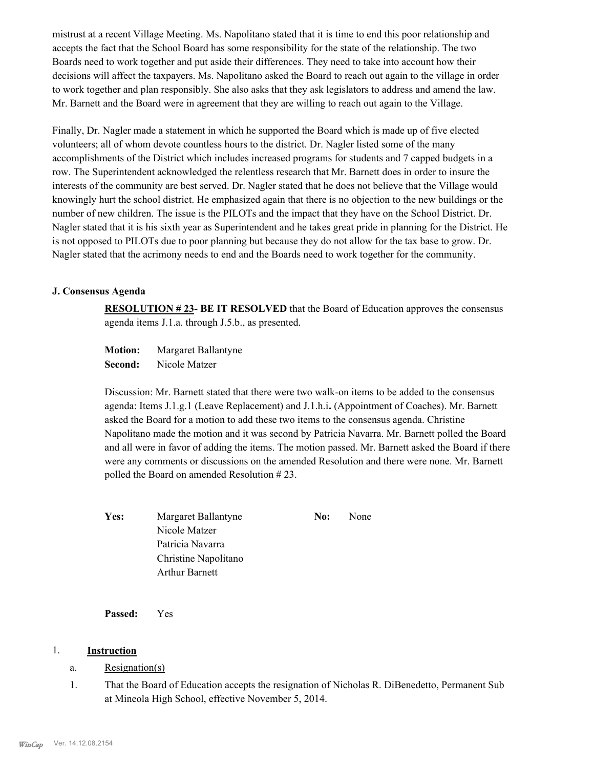mistrust at a recent Village Meeting. Ms. Napolitano stated that it is time to end this poor relationship and accepts the fact that the School Board has some responsibility for the state of the relationship. The two Boards need to work together and put aside their differences. They need to take into account how their decisions will affect the taxpayers. Ms. Napolitano asked the Board to reach out again to the village in order to work together and plan responsibly. She also asks that they ask legislators to address and amend the law. Mr. Barnett and the Board were in agreement that they are willing to reach out again to the Village.

Finally, Dr. Nagler made a statement in which he supported the Board which is made up of five elected volunteers; all of whom devote countless hours to the district. Dr. Nagler listed some of the many accomplishments of the District which includes increased programs for students and 7 capped budgets in a row. The Superintendent acknowledged the relentless research that Mr. Barnett does in order to insure the interests of the community are best served. Dr. Nagler stated that he does not believe that the Village would knowingly hurt the school district. He emphasized again that there is no objection to the new buildings or the number of new children. The issue is the PILOTs and the impact that they have on the School District. Dr. Nagler stated that it is his sixth year as Superintendent and he takes great pride in planning for the District. He is not opposed to PILOTs due to poor planning but because they do not allow for the tax base to grow. Dr. Nagler stated that the acrimony needs to end and the Boards need to work together for the community.

### J. Consensus Agenda

**RESOLUTION # 23- BE IT RESOLVED** that the Board of Education approves the consensus agenda items J.1.a. through J.5.b., as presented.

**Motion:** Margaret Ballantyne
**Second:** Nicole Matzer

Discussion: Mr. Barnett stated that there were two walk-on items to be added to the consensus agenda: Items J.1.g.1 (Leave Replacement) and J.1.h.i**.** (Appointment of Coaches). Mr. Barnett asked the Board for a motion to add these two items to the consensus agenda. Christine Napolitano made the motion and it was second by Patricia Navarra. Mr. Barnett polled the Board and all were in favor of adding the items. The motion passed. Mr. Barnett asked the Board if there were any comments or discussions on the amended Resolution and there were none. Mr. Barnett polled the Board on amended Resolution # 23.

| **Yes:** | Margaret Ballantyne | **No:** | None |
|---|---|---|---|
| | Nicole Matzer | | |
| | Patricia Navarra | | |
| | Christine Napolitano | | |
| | Arthur Barnett | | |

**Passed:** Yes

1. **Instruction**

a. Resignation(s)

1. That the Board of Education accepts the resignation of Nicholas R. DiBenedetto, Permanent Sub at Mineola High School, effective November 5, 2014.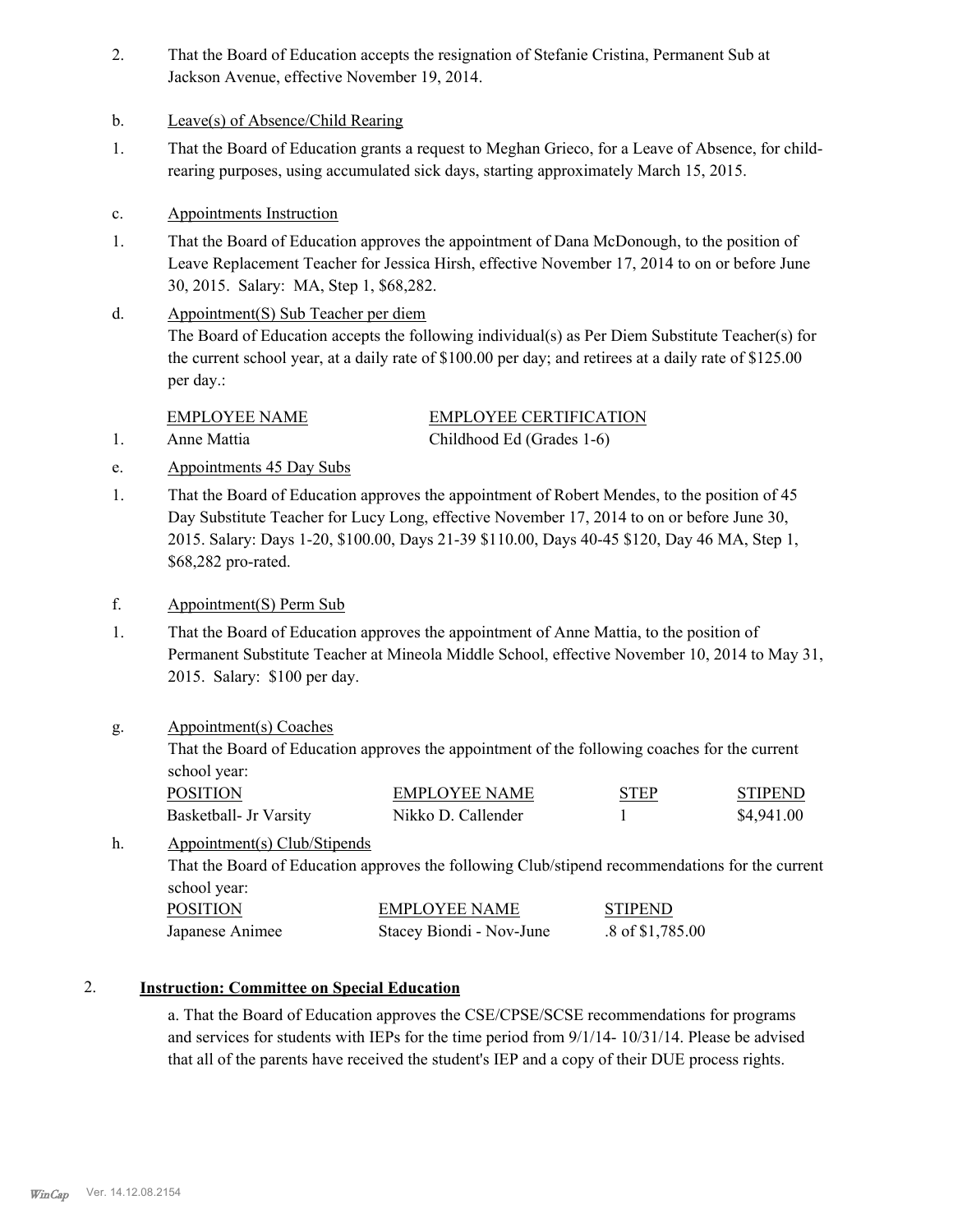2. That the Board of Education accepts the resignation of Stefanie Cristina, Permanent Sub at Jackson Avenue, effective November 19, 2014.

b. Leave(s) of Absence/Child Rearing

1. That the Board of Education grants a request to Meghan Grieco, for a Leave of Absence, for child-rearing purposes, using accumulated sick days, starting approximately March 15, 2015.

c. Appointments Instruction

1. That the Board of Education approves the appointment of Dana McDonough, to the position of Leave Replacement Teacher for Jessica Hirsh, effective November 17, 2014 to on or before June 30, 2015. Salary: MA, Step 1, $68,282.

d. Appointment(S) Sub Teacher per diem

The Board of Education accepts the following individual(s) as Per Diem Substitute Teacher(s) for the current school year, at a daily rate of $100.00 per day; and retirees at a daily rate of $125.00 per day.:

| | EMPLOYEE NAME | EMPLOYEE CERTIFICATION |
|---|---|---|
| 1. | Anne Mattia | Childhood Ed (Grades 1-6) |

e. Appointments 45 Day Subs

1. That the Board of Education approves the appointment of Robert Mendes, to the position of 45 Day Substitute Teacher for Lucy Long, effective November 17, 2014 to on or before June 30, 2015. Salary: Days 1-20, $100.00, Days 21-39 $110.00, Days 40-45 $120, Day 46 MA, Step 1, $68,282 pro-rated.

f. Appointment(S) Perm Sub

1. That the Board of Education approves the appointment of Anne Mattia, to the position of Permanent Substitute Teacher at Mineola Middle School, effective November 10, 2014 to May 31, 2015. Salary: $100 per day.

g. Appointment(s) Coaches

That the Board of Education approves the appointment of the following coaches for the current school year:

| POSITION | EMPLOYEE NAME | STEP | STIPEND |
|---|---|---|---|
| Basketball- Jr Varsity | Nikko D. Callender | 1 | $4,941.00 |

h. Appointment(s) Club/Stipends

That the Board of Education approves the following Club/stipend recommendations for the current school year:

| POSITION | EMPLOYEE NAME | STIPEND |
|---|---|---|
| Japanese Animee | Stacey Biondi - Nov-June | .8 of $1,785.00 |

## 2. Instruction: Committee on Special Education

a. That the Board of Education approves the CSE/CPSE/SCSE recommendations for programs and services for students with IEPs for the time period from 9/1/14- 10/31/14. Please be advised that all of the parents have received the student's IEP and a copy of their DUE process rights.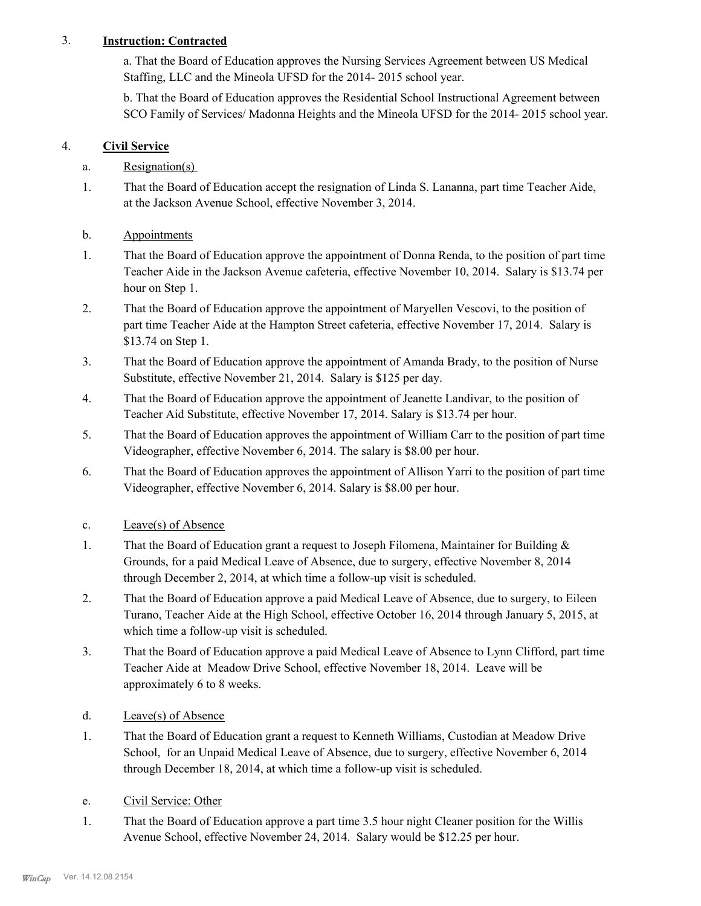3. **Instruction: Contracted**

a. That the Board of Education approves the Nursing Services Agreement between US Medical Staffing, LLC and the Mineola UFSD for the 2014- 2015 school year.

b. That the Board of Education approves the Residential School Instructional Agreement between SCO Family of Services/ Madonna Heights and the Mineola UFSD for the 2014- 2015 school year.

4. **Civil Service**

a. Resignation(s)

1. That the Board of Education accept the resignation of Linda S. Lananna, part time Teacher Aide, at the Jackson Avenue School, effective November 3, 2014.

b. Appointments

1. That the Board of Education approve the appointment of Donna Renda, to the position of part time Teacher Aide in the Jackson Avenue cafeteria, effective November 10, 2014. Salary is $13.74 per hour on Step 1.
2. That the Board of Education approve the appointment of Maryellen Vescovi, to the position of part time Teacher Aide at the Hampton Street cafeteria, effective November 17, 2014. Salary is $13.74 on Step 1.
3. That the Board of Education approve the appointment of Amanda Brady, to the position of Nurse Substitute, effective November 21, 2014. Salary is $125 per day.
4. That the Board of Education approve the appointment of Jeanette Landivar, to the position of Teacher Aid Substitute, effective November 17, 2014. Salary is $13.74 per hour.
5. That the Board of Education approves the appointment of William Carr to the position of part time Videographer, effective November 6, 2014. The salary is $8.00 per hour.
6. That the Board of Education approves the appointment of Allison Yarri to the position of part time Videographer, effective November 6, 2014. Salary is $8.00 per hour.

c. Leave(s) of Absence

1. That the Board of Education grant a request to Joseph Filomena, Maintainer for Building & Grounds, for a paid Medical Leave of Absence, due to surgery, effective November 8, 2014 through December 2, 2014, at which time a follow-up visit is scheduled.
2. That the Board of Education approve a paid Medical Leave of Absence, due to surgery, to Eileen Turano, Teacher Aide at the High School, effective October 16, 2014 through January 5, 2015, at which time a follow-up visit is scheduled.
3. That the Board of Education approve a paid Medical Leave of Absence to Lynn Clifford, part time Teacher Aide at Meadow Drive School, effective November 18, 2014. Leave will be approximately 6 to 8 weeks.

d. Leave(s) of Absence

1. That the Board of Education grant a request to Kenneth Williams, Custodian at Meadow Drive School, for an Unpaid Medical Leave of Absence, due to surgery, effective November 6, 2014 through December 18, 2014, at which time a follow-up visit is scheduled.

e. Civil Service: Other

1. That the Board of Education approve a part time 3.5 hour night Cleaner position for the Willis Avenue School, effective November 24, 2014. Salary would be $12.25 per hour.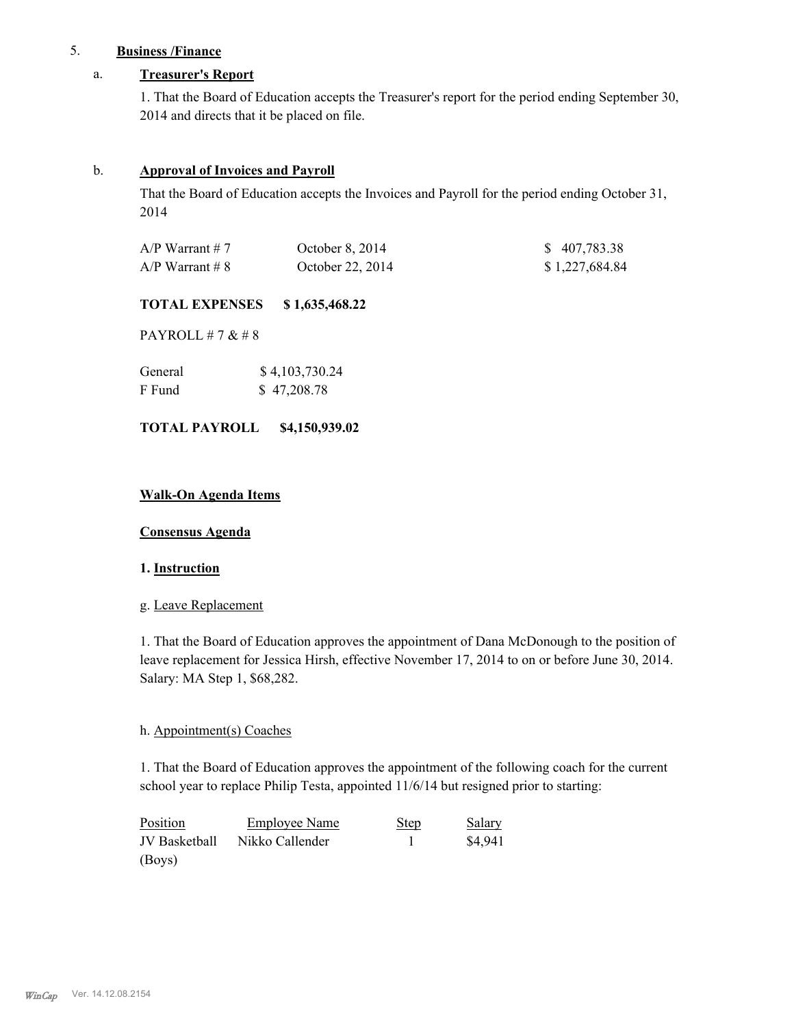5. **Business /Finance**

a. **Treasurer's Report**

1. That the Board of Education accepts the Treasurer's report for the period ending September 30, 2014 and directs that it be placed on file.

b. **Approval of Invoices and Payroll**

That the Board of Education accepts the Invoices and Payroll for the period ending October 31, 2014

| | | |
|---|---|---|
| A/P Warrant # 7 | October 8, 2014 | $ 407,783.38 |
| A/P Warrant # 8 | October 22, 2014 | $ 1,227,684.84 |

**TOTAL EXPENSES $ 1,635,468.22**

PAYROLL # 7 & # 8

| | |
|---|---|
| General | $ 4,103,730.24 |
| F Fund | $ 47,208.78 |

**TOTAL PAYROLL $4,150,939.02**

**Walk-On Agenda Items**

**Consensus Agenda**

**1. Instruction**

g. Leave Replacement

1. That the Board of Education approves the appointment of Dana McDonough to the position of leave replacement for Jessica Hirsh, effective November 17, 2014 to on or before June 30, 2014. Salary: MA Step 1, $68,282.

h. Appointment(s) Coaches

1. That the Board of Education approves the appointment of the following coach for the current school year to replace Philip Testa, appointed 11/6/14 but resigned prior to starting:

| Position | Employee Name | Step | Salary |
|---|---|---|---|
| JV Basketball (Boys) | Nikko Callender | 1 | $4,941 |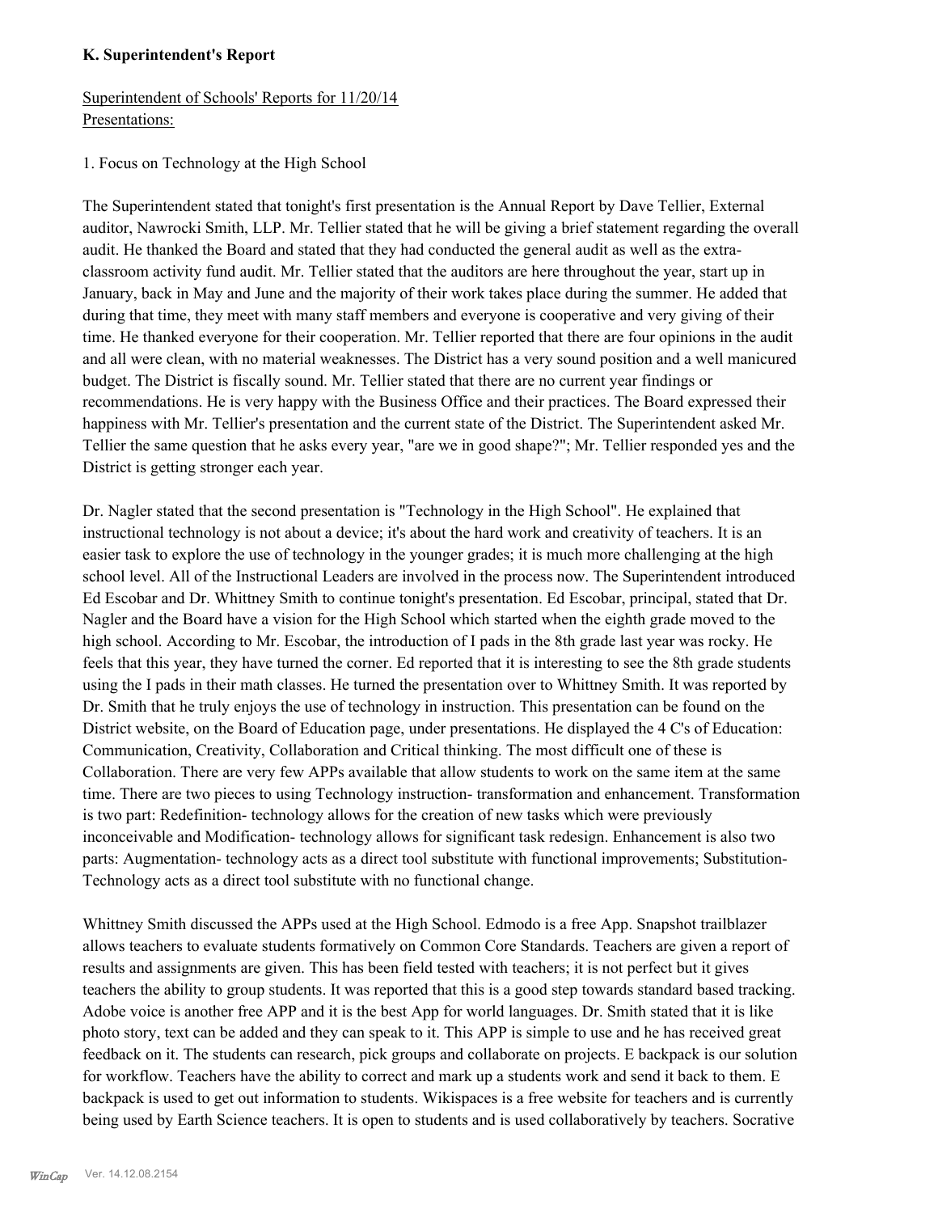**K. Superintendent's Report**

Superintendent of Schools' Reports for 11/20/14
Presentations:

1. Focus on Technology at the High School

The Superintendent stated that tonight's first presentation is the Annual Report by Dave Tellier, External auditor, Nawrocki Smith, LLP. Mr. Tellier stated that he will be giving a brief statement regarding the overall audit. He thanked the Board and stated that they had conducted the general audit as well as the extra-classroom activity fund audit. Mr. Tellier stated that the auditors are here throughout the year, start up in January, back in May and June and the majority of their work takes place during the summer. He added that during that time, they meet with many staff members and everyone is cooperative and very giving of their time. He thanked everyone for their cooperation. Mr. Tellier reported that there are four opinions in the audit and all were clean, with no material weaknesses. The District has a very sound position and a well manicured budget. The District is fiscally sound. Mr. Tellier stated that there are no current year findings or recommendations. He is very happy with the Business Office and their practices. The Board expressed their happiness with Mr. Tellier's presentation and the current state of the District. The Superintendent asked Mr. Tellier the same question that he asks every year, "are we in good shape?"; Mr. Tellier responded yes and the District is getting stronger each year.

Dr. Nagler stated that the second presentation is "Technology in the High School". He explained that instructional technology is not about a device; it's about the hard work and creativity of teachers. It is an easier task to explore the use of technology in the younger grades; it is much more challenging at the high school level. All of the Instructional Leaders are involved in the process now. The Superintendent introduced Ed Escobar and Dr. Whittney Smith to continue tonight's presentation. Ed Escobar, principal, stated that Dr. Nagler and the Board have a vision for the High School which started when the eighth grade moved to the high school. According to Mr. Escobar, the introduction of I pads in the 8th grade last year was rocky. He feels that this year, they have turned the corner. Ed reported that it is interesting to see the 8th grade students using the I pads in their math classes. He turned the presentation over to Whittney Smith. It was reported by Dr. Smith that he truly enjoys the use of technology in instruction. This presentation can be found on the District website, on the Board of Education page, under presentations. He displayed the 4 C's of Education: Communication, Creativity, Collaboration and Critical thinking. The most difficult one of these is Collaboration. There are very few APPs available that allow students to work on the same item at the same time. There are two pieces to using Technology instruction- transformation and enhancement. Transformation is two part: Redefinition- technology allows for the creation of new tasks which were previously inconceivable and Modification- technology allows for significant task redesign. Enhancement is also two parts: Augmentation- technology acts as a direct tool substitute with functional improvements; Substitution- Technology acts as a direct tool substitute with no functional change.

Whittney Smith discussed the APPs used at the High School. Edmodo is a free App. Snapshot trailblazer allows teachers to evaluate students formatively on Common Core Standards. Teachers are given a report of results and assignments are given. This has been field tested with teachers; it is not perfect but it gives teachers the ability to group students. It was reported that this is a good step towards standard based tracking. Adobe voice is another free APP and it is the best App for world languages. Dr. Smith stated that it is like photo story, text can be added and they can speak to it. This APP is simple to use and he has received great feedback on it. The students can research, pick groups and collaborate on projects. E backpack is our solution for workflow. Teachers have the ability to correct and mark up a students work and send it back to them. E backpack is used to get out information to students. Wikispaces is a free website for teachers and is currently being used by Earth Science teachers. It is open to students and is used collaboratively by teachers. Socrative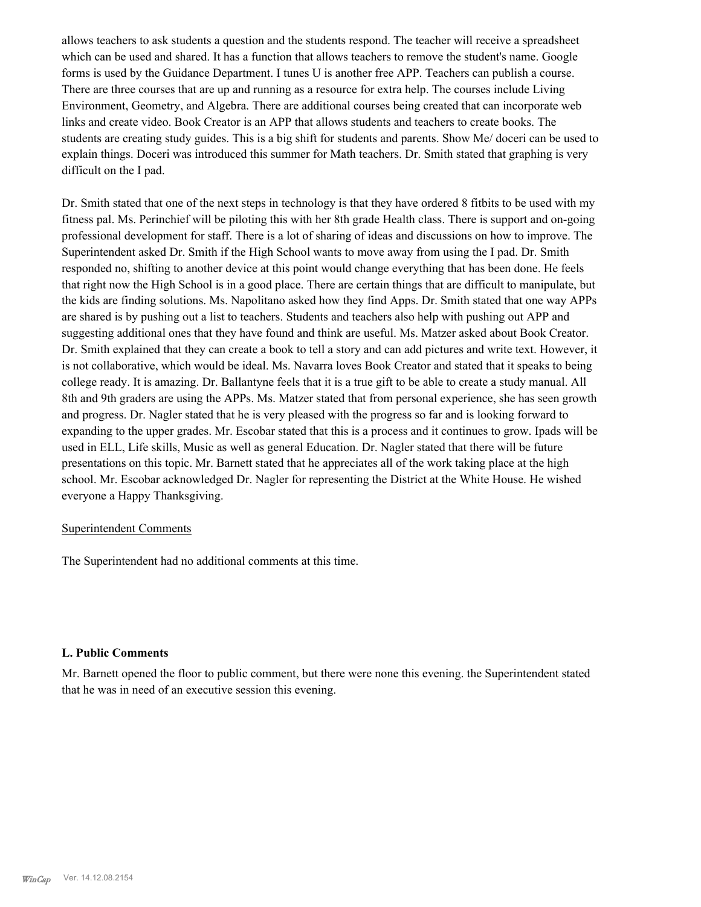allows teachers to ask students a question and the students respond. The teacher will receive a spreadsheet which can be used and shared. It has a function that allows teachers to remove the student's name. Google forms is used by the Guidance Department. I tunes U is another free APP. Teachers can publish a course. There are three courses that are up and running as a resource for extra help. The courses include Living Environment, Geometry, and Algebra. There are additional courses being created that can incorporate web links and create video. Book Creator is an APP that allows students and teachers to create books. The students are creating study guides. This is a big shift for students and parents. Show Me/ doceri can be used to explain things. Doceri was introduced this summer for Math teachers. Dr. Smith stated that graphing is very difficult on the I pad.

Dr. Smith stated that one of the next steps in technology is that they have ordered 8 fitbits to be used with my fitness pal. Ms. Perinchief will be piloting this with her 8th grade Health class. There is support and on-going professional development for staff. There is a lot of sharing of ideas and discussions on how to improve. The Superintendent asked Dr. Smith if the High School wants to move away from using the I pad. Dr. Smith responded no, shifting to another device at this point would change everything that has been done. He feels that right now the High School is in a good place. There are certain things that are difficult to manipulate, but the kids are finding solutions. Ms. Napolitano asked how they find Apps. Dr. Smith stated that one way APPs are shared is by pushing out a list to teachers. Students and teachers also help with pushing out APP and suggesting additional ones that they have found and think are useful. Ms. Matzer asked about Book Creator. Dr. Smith explained that they can create a book to tell a story and can add pictures and write text. However, it is not collaborative, which would be ideal. Ms. Navarra loves Book Creator and stated that it speaks to being college ready. It is amazing. Dr. Ballantyne feels that it is a true gift to be able to create a study manual. All 8th and 9th graders are using the APPs. Ms. Matzer stated that from personal experience, she has seen growth and progress. Dr. Nagler stated that he is very pleased with the progress so far and is looking forward to expanding to the upper grades. Mr. Escobar stated that this is a process and it continues to grow. Ipads will be used in ELL, Life skills, Music as well as general Education. Dr. Nagler stated that there will be future presentations on this topic. Mr. Barnett stated that he appreciates all of the work taking place at the high school. Mr. Escobar acknowledged Dr. Nagler for representing the District at the White House. He wished everyone a Happy Thanksgiving.

Superintendent Comments

The Superintendent had no additional comments at this time.

### L. Public Comments

Mr. Barnett opened the floor to public comment, but there were none this evening. the Superintendent stated that he was in need of an executive session this evening.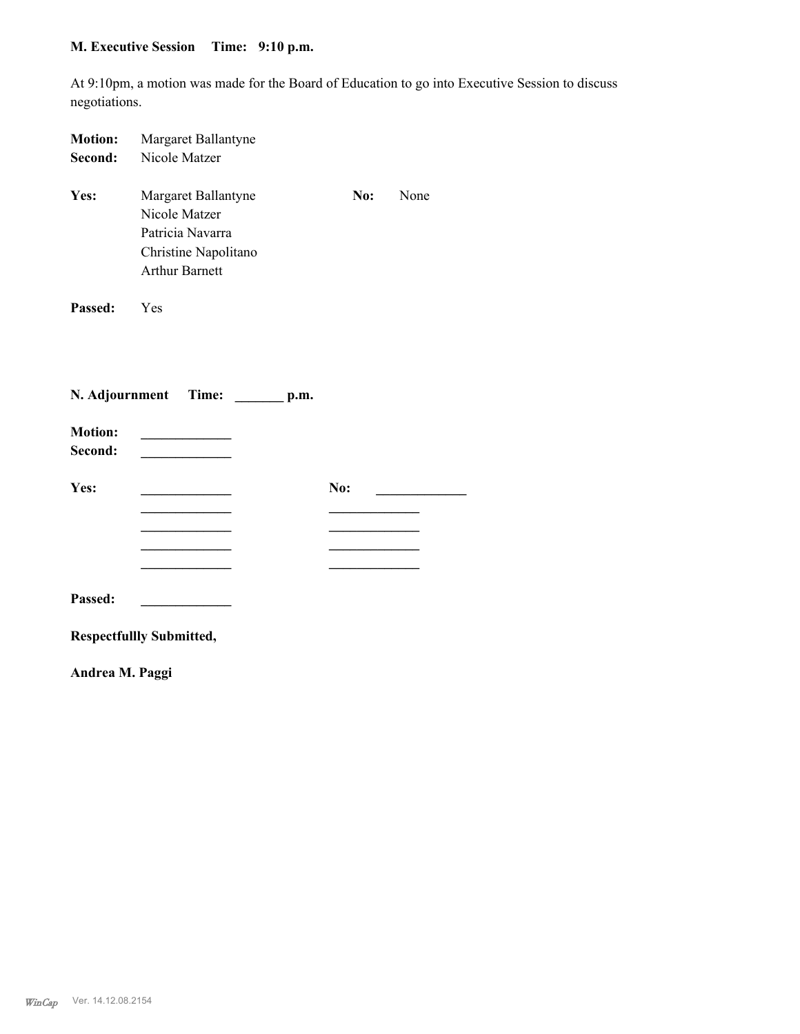**M. Executive Session Time: 9:10 p.m.**

At 9:10pm, a motion was made for the Board of Education to go into Executive Session to discuss negotiations.

**Motion:** Margaret Ballantyne
**Second:** Nicole Matzer

**Yes:** Margaret Ballantyne
Nicole Matzer
Patricia Navarra
Christine Napolitano
Arthur Barnett

**No:** None

**Passed:** Yes

**N. Adjournment Time: _______ p.m.**

**Motion:** _____________
**Second:** _____________

**Yes:** _____________
_____________
_____________
_____________
_____________

**No:** _____________
_____________
_____________
_____________
_____________

**Passed:** _____________

**Respectfullly Submitted,**

**Andrea M. Paggi**